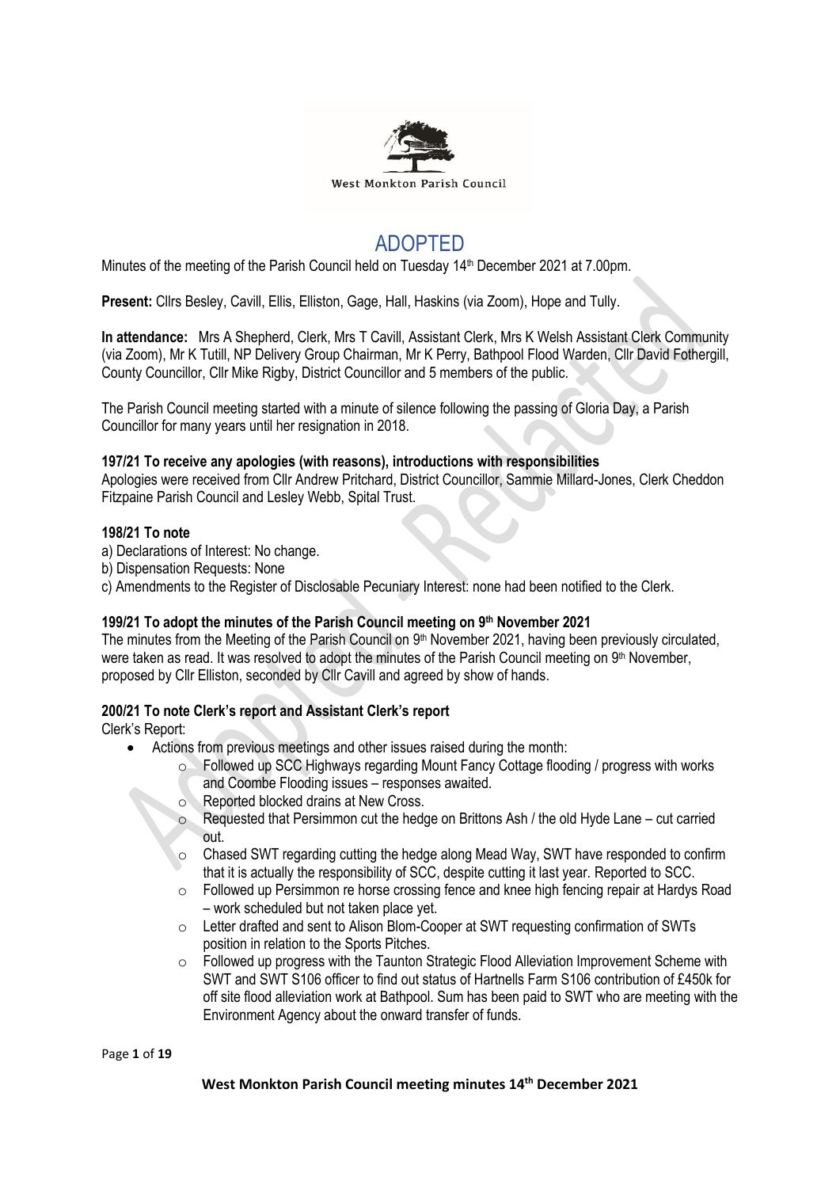West Monkton Parish Council

# ADOPTED

Minutes of the meeting of the Parish Council held on Tuesday 14th December 2021 at 7.00pm.

**Present:** Cllrs Besley, Cavill, Ellis, Elliston, Gage, Hall, Haskins (via Zoom), Hope and Tully.

**In attendance:** Mrs A Shepherd, Clerk, Mrs T Cavill, Assistant Clerk, Mrs K Welsh Assistant Clerk Community (via Zoom), Mr K Tutill, NP Delivery Group Chairman, Mr K Perry, Bathpool Flood Warden, Cllr David Fothergill, County Councillor, Cllr Mike Rigby, District Councillor and 5 members of the public.

The Parish Council meeting started with a minute of silence following the passing of Gloria Day, a Parish Councillor for many years until her resignation in 2018.

### 197/21 To receive any apologies (with reasons), introductions with responsibilities

Apologies were received from Cllr Andrew Pritchard, District Councillor, Sammie Millard-Jones, Clerk Cheddon Fitzpaine Parish Council and Lesley Webb, Spital Trust.

### 198/21 To note

a) Declarations of Interest: No change.
b) Dispensation Requests: None
c) Amendments to the Register of Disclosable Pecuniary Interest: none had been notified to the Clerk.

### 199/21 To adopt the minutes of the Parish Council meeting on 9th November 2021

The minutes from the Meeting of the Parish Council on 9th November 2021, having been previously circulated, were taken as read. It was resolved to adopt the minutes of the Parish Council meeting on 9th November, proposed by Cllr Elliston, seconded by Cllr Cavill and agreed by show of hands.

### 200/21 To note Clerk's report and Assistant Clerk's report

Clerk's Report:

- Actions from previous meetings and other issues raised during the month:
  - Followed up SCC Highways regarding Mount Fancy Cottage flooding / progress with works and Coombe Flooding issues – responses awaited.
  - Reported blocked drains at New Cross.
  - Requested that Persimmon cut the hedge on Brittons Ash / the old Hyde Lane – cut carried out.
  - Chased SWT regarding cutting the hedge along Mead Way, SWT have responded to confirm that it is actually the responsibility of SCC, despite cutting it last year. Reported to SCC.
  - Followed up Persimmon re horse crossing fence and knee high fencing repair at Hardys Road – work scheduled but not taken place yet.
  - Letter drafted and sent to Alison Blom-Cooper at SWT requesting confirmation of SWTs position in relation to the Sports Pitches.
  - Followed up progress with the Taunton Strategic Flood Alleviation Improvement Scheme with SWT and SWT S106 officer to find out status of Hartnells Farm S106 contribution of £450k for off site flood alleviation work at Bathpool. Sum has been paid to SWT who are meeting with the Environment Agency about the onward transfer of funds.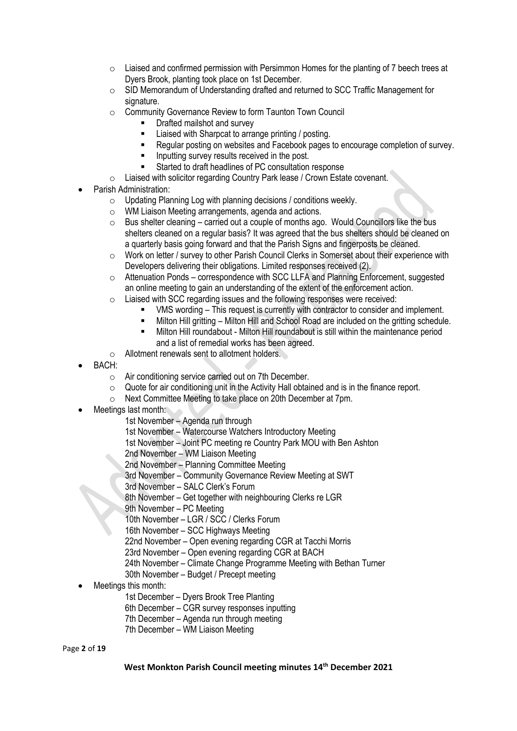- Liaised and confirmed permission with Persimmon Homes for the planting of 7 beech trees at Dyers Brook, planting took place on 1st December.
    - SID Memorandum of Understanding drafted and returned to SCC Traffic Management for signature.
    - Community Governance Review to form Taunton Town Council
        - Drafted mailshot and survey
        - Liaised with Sharpcat to arrange printing / posting.
        - Regular posting on websites and Facebook pages to encourage completion of survey.
        - Inputting survey results received in the post.
        - Started to draft headlines of PC consultation response
    - Liaised with solicitor regarding Country Park lease / Crown Estate covenant.
- Parish Administration:
    - Updating Planning Log with planning decisions / conditions weekly.
    - WM Liaison Meeting arrangements, agenda and actions.
    - Bus shelter cleaning – carried out a couple of months ago. Would Councillors like the bus shelters cleaned on a regular basis? It was agreed that the bus shelters should be cleaned on a quarterly basis going forward and that the Parish Signs and fingerposts be cleaned.
    - Work on letter / survey to other Parish Council Clerks in Somerset about their experience with Developers delivering their obligations. Limited responses received (2).
    - Attenuation Ponds – correspondence with SCC LLFA and Planning Enforcement, suggested an online meeting to gain an understanding of the extent of the enforcement action.
    - Liaised with SCC regarding issues and the following responses were received:
        - VMS wording – This request is currently with contractor to consider and implement.
        - Milton Hill gritting – Milton Hill and School Road are included on the gritting schedule.
        - Milton Hill roundabout - Milton Hill roundabout is still within the maintenance period and a list of remedial works has been agreed.
    - Allotment renewals sent to allotment holders.
- BACH:
    - Air conditioning service carried out on 7th December.
    - Quote for air conditioning unit in the Activity Hall obtained and is in the finance report.
    - Next Committee Meeting to take place on 20th December at 7pm.
- Meetings last month:

  1st November – Agenda run through
  1st November – Watercourse Watchers Introductory Meeting
  1st November – Joint PC meeting re Country Park MOU with Ben Ashton
  2nd November – WM Liaison Meeting
  2nd November – Planning Committee Meeting
  3rd November – Community Governance Review Meeting at SWT
  3rd November – SALC Clerk's Forum
  8th November – Get together with neighbouring Clerks re LGR
  9th November – PC Meeting
  10th November – LGR / SCC / Clerks Forum
  16th November – SCC Highways Meeting
  22nd November – Open evening regarding CGR at Tacchi Morris
  23rd November – Open evening regarding CGR at BACH
  24th November – Climate Change Programme Meeting with Bethan Turner
  30th November – Budget / Precept meeting
- Meetings this month:

  1st December – Dyers Brook Tree Planting
  6th December – CGR survey responses inputting
  7th December – Agenda run through meeting
  7th December – WM Liaison Meeting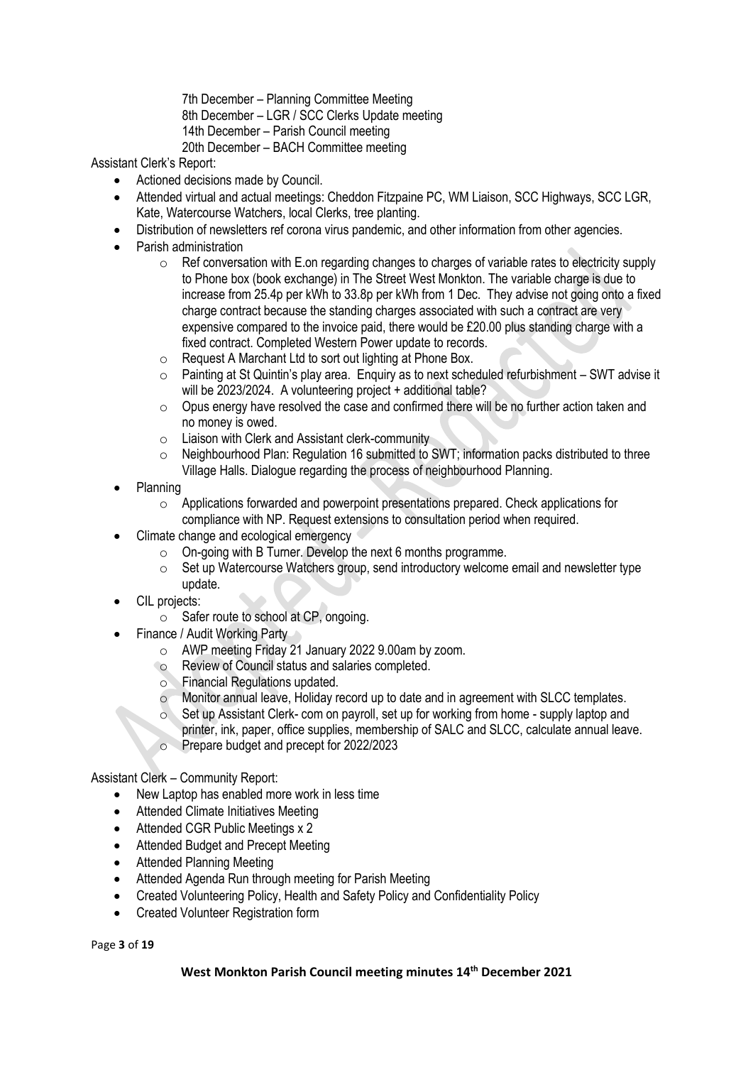7th December – Planning Committee Meeting
8th December – LGR / SCC Clerks Update meeting
14th December – Parish Council meeting
20th December – BACH Committee meeting

Assistant Clerk's Report:

- Actioned decisions made by Council.
- Attended virtual and actual meetings: Cheddon Fitzpaine PC, WM Liaison, SCC Highways, SCC LGR, Kate, Watercourse Watchers, local Clerks, tree planting.
- Distribution of newsletters ref corona virus pandemic, and other information from other agencies.
- Parish administration
  - Ref conversation with E.on regarding changes to charges of variable rates to electricity supply to Phone box (book exchange) in The Street West Monkton. The variable charge is due to increase from 25.4p per kWh to 33.8p per kWh from 1 Dec. They advise not going onto a fixed charge contract because the standing charges associated with such a contract are very expensive compared to the invoice paid, there would be £20.00 plus standing charge with a fixed contract. Completed Western Power update to records.
  - Request A Marchant Ltd to sort out lighting at Phone Box.
  - Painting at St Quintin's play area. Enquiry as to next scheduled refurbishment – SWT advise it will be 2023/2024. A volunteering project + additional table?
  - Opus energy have resolved the case and confirmed there will be no further action taken and no money is owed.
  - Liaison with Clerk and Assistant clerk-community
  - Neighbourhood Plan: Regulation 16 submitted to SWT; information packs distributed to three Village Halls. Dialogue regarding the process of neighbourhood Planning.
- Planning
  - Applications forwarded and powerpoint presentations prepared. Check applications for compliance with NP. Request extensions to consultation period when required.
- Climate change and ecological emergency
  - On-going with B Turner. Develop the next 6 months programme.
  - Set up Watercourse Watchers group, send introductory welcome email and newsletter type update.
- CIL projects:
  - Safer route to school at CP, ongoing.
- Finance / Audit Working Party
  - AWP meeting Friday 21 January 2022 9.00am by zoom.
  - Review of Council status and salaries completed.
  - Financial Regulations updated.
  - Monitor annual leave, Holiday record up to date and in agreement with SLCC templates.
  - Set up Assistant Clerk- com on payroll, set up for working from home - supply laptop and printer, ink, paper, office supplies, membership of SALC and SLCC, calculate annual leave.
  - Prepare budget and precept for 2022/2023

Assistant Clerk – Community Report:

- New Laptop has enabled more work in less time
- Attended Climate Initiatives Meeting
- Attended CGR Public Meetings x 2
- Attended Budget and Precept Meeting
- Attended Planning Meeting
- Attended Agenda Run through meeting for Parish Meeting
- Created Volunteering Policy, Health and Safety Policy and Confidentiality Policy
- Created Volunteer Registration form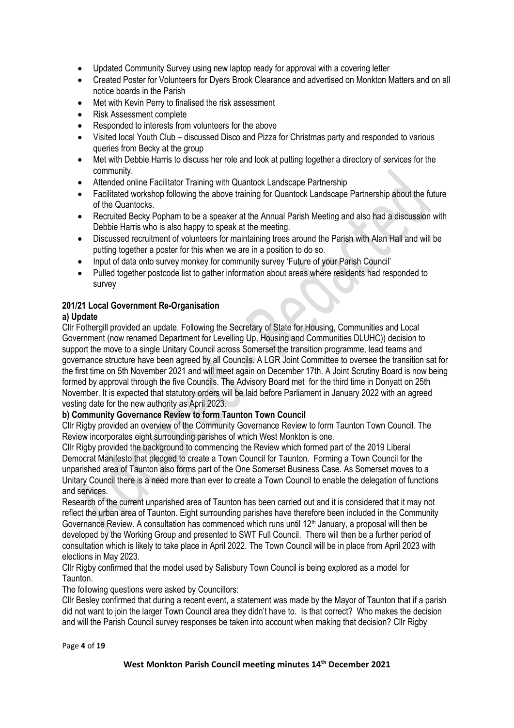- Updated Community Survey using new laptop ready for approval with a covering letter
- Created Poster for Volunteers for Dyers Brook Clearance and advertised on Monkton Matters and on all notice boards in the Parish
- Met with Kevin Perry to finalised the risk assessment
- Risk Assessment complete
- Responded to interests from volunteers for the above
- Visited local Youth Club – discussed Disco and Pizza for Christmas party and responded to various queries from Becky at the group
- Met with Debbie Harris to discuss her role and look at putting together a directory of services for the community.
- Attended online Facilitator Training with Quantock Landscape Partnership
- Facilitated workshop following the above training for Quantock Landscape Partnership about the future of the Quantocks.
- Recruited Becky Popham to be a speaker at the Annual Parish Meeting and also had a discussion with Debbie Harris who is also happy to speak at the meeting.
- Discussed recruitment of volunteers for maintaining trees around the Parish with Alan Hall and will be putting together a poster for this when we are in a position to do so.
- Input of data onto survey monkey for community survey 'Future of your Parish Council'
- Pulled together postcode list to gather information about areas where residents had responded to survey

**201/21 Local Government Re-Organisation**

**a) Update**

Cllr Fothergill provided an update. Following the Secretary of State for Housing, Communities and Local Government (now renamed Department for Levelling Up, Housing and Communities DLUHC)) decision to support the move to a single Unitary Council across Somerset the transition programme, lead teams and governance structure have been agreed by all Councils. A LGR Joint Committee to oversee the transition sat for the first time on 5th November 2021 and will meet again on December 17th. A Joint Scrutiny Board is now being formed by approval through the five Councils. The Advisory Board met for the third time in Donyatt on 25th November. It is expected that statutory orders will be laid before Parliament in January 2022 with an agreed vesting date for the new authority as April 2023.

**b) Community Governance Review to form Taunton Town Council**

Cllr Rigby provided an overview of the Community Governance Review to form Taunton Town Council. The Review incorporates eight surrounding parishes of which West Monkton is one.

Cllr Rigby provided the background to commencing the Review which formed part of the 2019 Liberal Democrat Manifesto that pledged to create a Town Council for Taunton. Forming a Town Council for the unparished area of Taunton also forms part of the One Somerset Business Case. As Somerset moves to a Unitary Council there is a need more than ever to create a Town Council to enable the delegation of functions and services.

Research of the current unparished area of Taunton has been carried out and it is considered that it may not reflect the urban area of Taunton. Eight surrounding parishes have therefore been included in the Community Governance Review. A consultation has commenced which runs until 12th January, a proposal will then be developed by the Working Group and presented to SWT Full Council. There will then be a further period of consultation which is likely to take place in April 2022. The Town Council will be in place from April 2023 with elections in May 2023.

Cllr Rigby confirmed that the model used by Salisbury Town Council is being explored as a model for Taunton.

The following questions were asked by Councillors:

Cllr Besley confirmed that during a recent event, a statement was made by the Mayor of Taunton that if a parish did not want to join the larger Town Council area they didn't have to. Is that correct? Who makes the decision and will the Parish Council survey responses be taken into account when making that decision? Cllr Rigby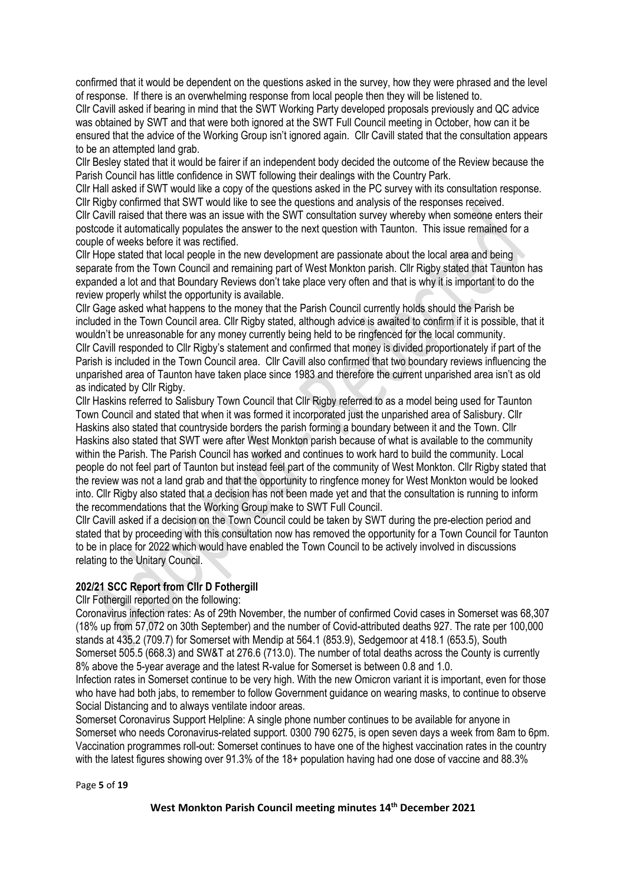confirmed that it would be dependent on the questions asked in the survey, how they were phrased and the level of response. If there is an overwhelming response from local people then they will be listened to.

Cllr Cavill asked if bearing in mind that the SWT Working Party developed proposals previously and QC advice was obtained by SWT and that were both ignored at the SWT Full Council meeting in October, how can it be ensured that the advice of the Working Group isn't ignored again. Cllr Cavill stated that the consultation appears to be an attempted land grab.

Cllr Besley stated that it would be fairer if an independent body decided the outcome of the Review because the Parish Council has little confidence in SWT following their dealings with the Country Park.

Cllr Hall asked if SWT would like a copy of the questions asked in the PC survey with its consultation response. Cllr Rigby confirmed that SWT would like to see the questions and analysis of the responses received.

Cllr Cavill raised that there was an issue with the SWT consultation survey whereby when someone enters their postcode it automatically populates the answer to the next question with Taunton. This issue remained for a couple of weeks before it was rectified.

Cllr Hope stated that local people in the new development are passionate about the local area and being separate from the Town Council and remaining part of West Monkton parish. Cllr Rigby stated that Taunton has expanded a lot and that Boundary Reviews don't take place very often and that is why it is important to do the review properly whilst the opportunity is available.

Cllr Gage asked what happens to the money that the Parish Council currently holds should the Parish be included in the Town Council area. Cllr Rigby stated, although advice is awaited to confirm if it is possible, that it wouldn't be unreasonable for any money currently being held to be ringfenced for the local community.

Cllr Cavill responded to Cllr Rigby's statement and confirmed that money is divided proportionately if part of the Parish is included in the Town Council area. Cllr Cavill also confirmed that two boundary reviews influencing the unparished area of Taunton have taken place since 1983 and therefore the current unparished area isn't as old as indicated by Cllr Rigby.

Cllr Haskins referred to Salisbury Town Council that Cllr Rigby referred to as a model being used for Taunton Town Council and stated that when it was formed it incorporated just the unparished area of Salisbury. Cllr Haskins also stated that countryside borders the parish forming a boundary between it and the Town. Cllr Haskins also stated that SWT were after West Monkton parish because of what is available to the community within the Parish. The Parish Council has worked and continues to work hard to build the community. Local people do not feel part of Taunton but instead feel part of the community of West Monkton. Cllr Rigby stated that the review was not a land grab and that the opportunity to ringfence money for West Monkton would be looked into. Cllr Rigby also stated that a decision has not been made yet and that the consultation is running to inform the recommendations that the Working Group make to SWT Full Council.

Cllr Cavill asked if a decision on the Town Council could be taken by SWT during the pre-election period and stated that by proceeding with this consultation now has removed the opportunity for a Town Council for Taunton to be in place for 2022 which would have enabled the Town Council to be actively involved in discussions relating to the Unitary Council.

### 202/21 SCC Report from Cllr D Fothergill

Cllr Fothergill reported on the following:

Coronavirus infection rates: As of 29th November, the number of confirmed Covid cases in Somerset was 68,307 (18% up from 57,072 on 30th September) and the number of Covid-attributed deaths 927. The rate per 100,000 stands at 435.2 (709.7) for Somerset with Mendip at 564.1 (853.9), Sedgemoor at 418.1 (653.5), South Somerset 505.5 (668.3) and SW&T at 276.6 (713.0). The number of total deaths across the County is currently 8% above the 5-year average and the latest R-value for Somerset is between 0.8 and 1.0.

Infection rates in Somerset continue to be very high. With the new Omicron variant it is important, even for those who have had both jabs, to remember to follow Government guidance on wearing masks, to continue to observe Social Distancing and to always ventilate indoor areas.

Somerset Coronavirus Support Helpline: A single phone number continues to be available for anyone in Somerset who needs Coronavirus-related support. 0300 790 6275, is open seven days a week from 8am to 6pm.

Vaccination programmes roll-out: Somerset continues to have one of the highest vaccination rates in the country with the latest figures showing over 91.3% of the 18+ population having had one dose of vaccine and 88.3%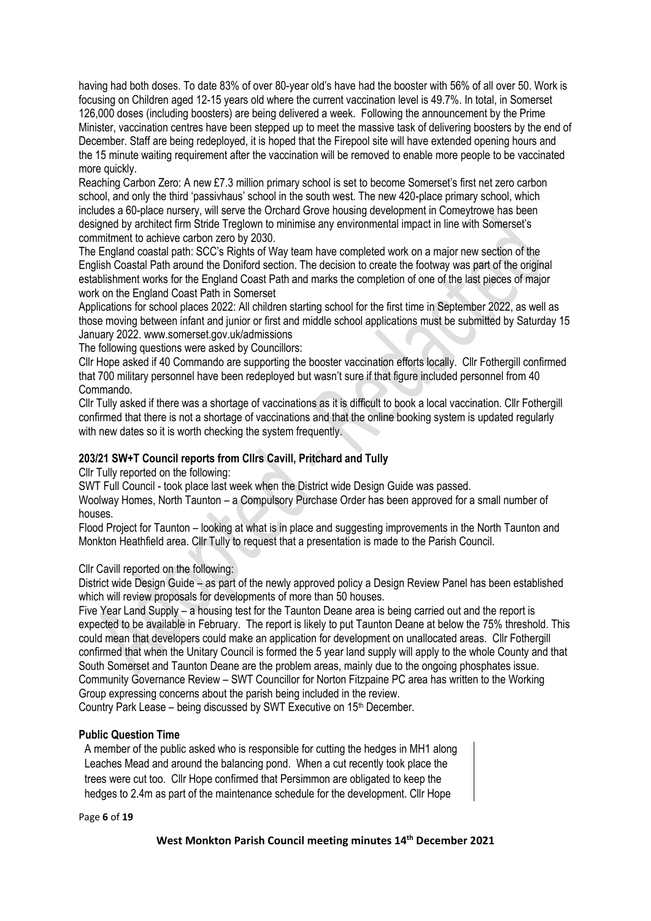having had both doses. To date 83% of over 80-year old's have had the booster with 56% of all over 50. Work is focusing on Children aged 12-15 years old where the current vaccination level is 49.7%. In total, in Somerset 126,000 doses (including boosters) are being delivered a week. Following the announcement by the Prime Minister, vaccination centres have been stepped up to meet the massive task of delivering boosters by the end of December. Staff are being redeployed, it is hoped that the Firepool site will have extended opening hours and the 15 minute waiting requirement after the vaccination will be removed to enable more people to be vaccinated more quickly.

Reaching Carbon Zero: A new £7.3 million primary school is set to become Somerset's first net zero carbon school, and only the third 'passivhaus' school in the south west. The new 420-place primary school, which includes a 60-place nursery, will serve the Orchard Grove housing development in Comeytrowe has been designed by architect firm Stride Treglown to minimise any environmental impact in line with Somerset's commitment to achieve carbon zero by 2030.

The England coastal path: SCC's Rights of Way team have completed work on a major new section of the English Coastal Path around the Doniford section. The decision to create the footway was part of the original establishment works for the England Coast Path and marks the completion of one of the last pieces of major work on the England Coast Path in Somerset

Applications for school places 2022: All children starting school for the first time in September 2022, as well as those moving between infant and junior or first and middle school applications must be submitted by Saturday 15 January 2022. www.somerset.gov.uk/admissions

The following questions were asked by Councillors:

Cllr Hope asked if 40 Commando are supporting the booster vaccination efforts locally. Cllr Fothergill confirmed that 700 military personnel have been redeployed but wasn't sure if that figure included personnel from 40 Commando.

Cllr Tully asked if there was a shortage of vaccinations as it is difficult to book a local vaccination. Cllr Fothergill confirmed that there is not a shortage of vaccinations and that the online booking system is updated regularly with new dates so it is worth checking the system frequently.

**203/21 SW+T Council reports from Cllrs Cavill, Pritchard and Tully**

Cllr Tully reported on the following:

SWT Full Council - took place last week when the District wide Design Guide was passed.

Woolway Homes, North Taunton – a Compulsory Purchase Order has been approved for a small number of houses.

Flood Project for Taunton – looking at what is in place and suggesting improvements in the North Taunton and Monkton Heathfield area. Cllr Tully to request that a presentation is made to the Parish Council.

Cllr Cavill reported on the following:

District wide Design Guide – as part of the newly approved policy a Design Review Panel has been established which will review proposals for developments of more than 50 houses.

Five Year Land Supply – a housing test for the Taunton Deane area is being carried out and the report is expected to be available in February. The report is likely to put Taunton Deane at below the 75% threshold. This could mean that developers could make an application for development on unallocated areas. Cllr Fothergill confirmed that when the Unitary Council is formed the 5 year land supply will apply to the whole County and that South Somerset and Taunton Deane are the problem areas, mainly due to the ongoing phosphates issue.

Community Governance Review – SWT Councillor for Norton Fitzpaine PC area has written to the Working Group expressing concerns about the parish being included in the review.

Country Park Lease – being discussed by SWT Executive on 15th December.

**Public Question Time**

A member of the public asked who is responsible for cutting the hedges in MH1 along Leaches Mead and around the balancing pond. When a cut recently took place the trees were cut too. Cllr Hope confirmed that Persimmon are obligated to keep the hedges to 2.4m as part of the maintenance schedule for the development. Cllr Hope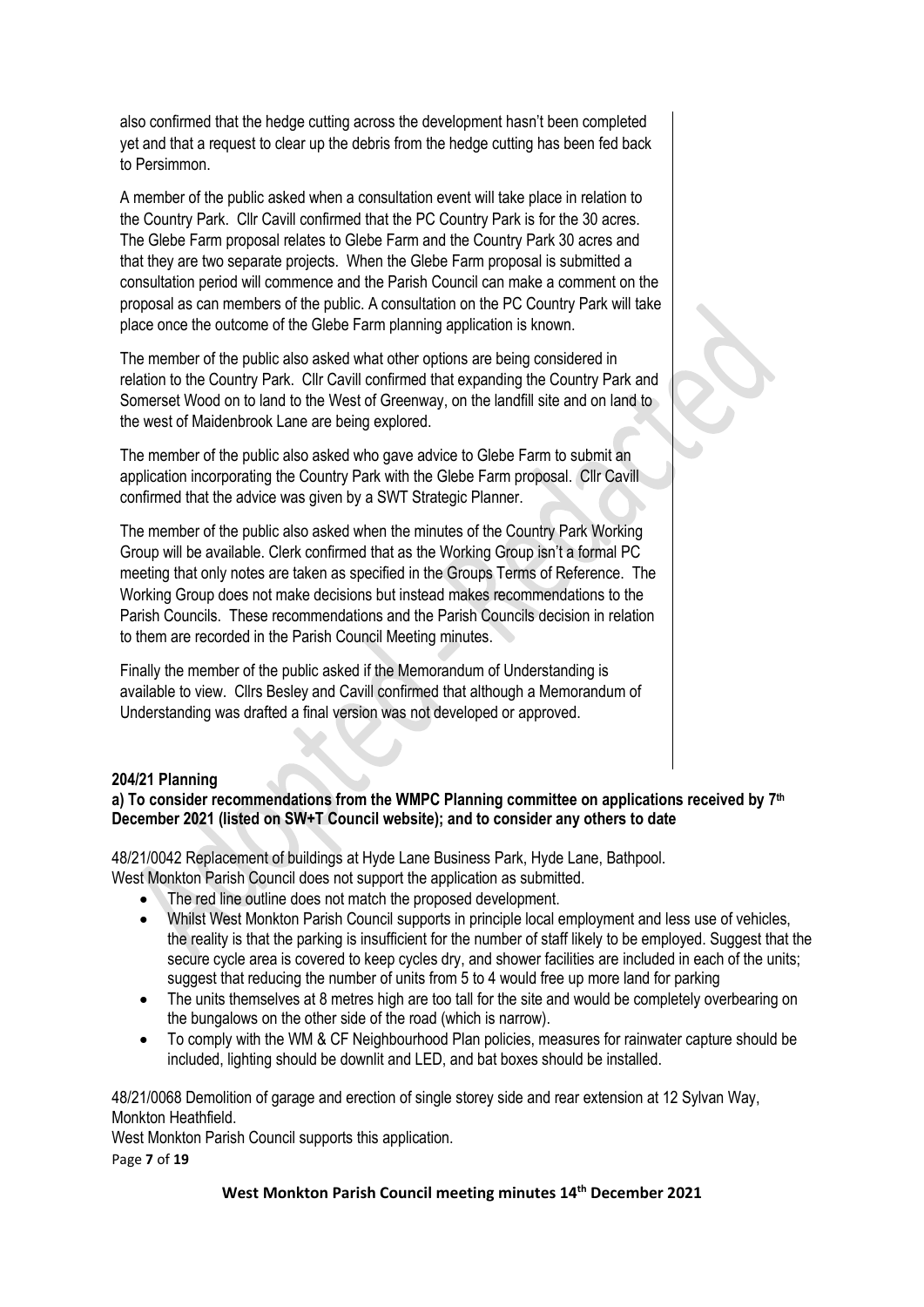also confirmed that the hedge cutting across the development hasn't been completed yet and that a request to clear up the debris from the hedge cutting has been fed back to Persimmon.

A member of the public asked when a consultation event will take place in relation to the Country Park. Cllr Cavill confirmed that the PC Country Park is for the 30 acres. The Glebe Farm proposal relates to Glebe Farm and the Country Park 30 acres and that they are two separate projects. When the Glebe Farm proposal is submitted a consultation period will commence and the Parish Council can make a comment on the proposal as can members of the public. A consultation on the PC Country Park will take place once the outcome of the Glebe Farm planning application is known.

The member of the public also asked what other options are being considered in relation to the Country Park. Cllr Cavill confirmed that expanding the Country Park and Somerset Wood on to land to the West of Greenway, on the landfill site and on land to the west of Maidenbrook Lane are being explored.

The member of the public also asked who gave advice to Glebe Farm to submit an application incorporating the Country Park with the Glebe Farm proposal. Cllr Cavill confirmed that the advice was given by a SWT Strategic Planner.

The member of the public also asked when the minutes of the Country Park Working Group will be available. Clerk confirmed that as the Working Group isn't a formal PC meeting that only notes are taken as specified in the Groups Terms of Reference. The Working Group does not make decisions but instead makes recommendations to the Parish Councils. These recommendations and the Parish Councils decision in relation to them are recorded in the Parish Council Meeting minutes.

Finally the member of the public asked if the Memorandum of Understanding is available to view. Cllrs Besley and Cavill confirmed that although a Memorandum of Understanding was drafted a final version was not developed or approved.

**204/21 Planning**

**a) To consider recommendations from the WMPC Planning committee on applications received by 7th December 2021 (listed on SW+T Council website); and to consider any others to date**

48/21/0042 Replacement of buildings at Hyde Lane Business Park, Hyde Lane, Bathpool.
West Monkton Parish Council does not support the application as submitted.

- The red line outline does not match the proposed development.
- Whilst West Monkton Parish Council supports in principle local employment and less use of vehicles, the reality is that the parking is insufficient for the number of staff likely to be employed. Suggest that the secure cycle area is covered to keep cycles dry, and shower facilities are included in each of the units; suggest that reducing the number of units from 5 to 4 would free up more land for parking
- The units themselves at 8 metres high are too tall for the site and would be completely overbearing on the bungalows on the other side of the road (which is narrow).
- To comply with the WM & CF Neighbourhood Plan policies, measures for rainwater capture should be included, lighting should be downlit and LED, and bat boxes should be installed.

48/21/0068 Demolition of garage and erection of single storey side and rear extension at 12 Sylvan Way, Monkton Heathfield.
West Monkton Parish Council supports this application.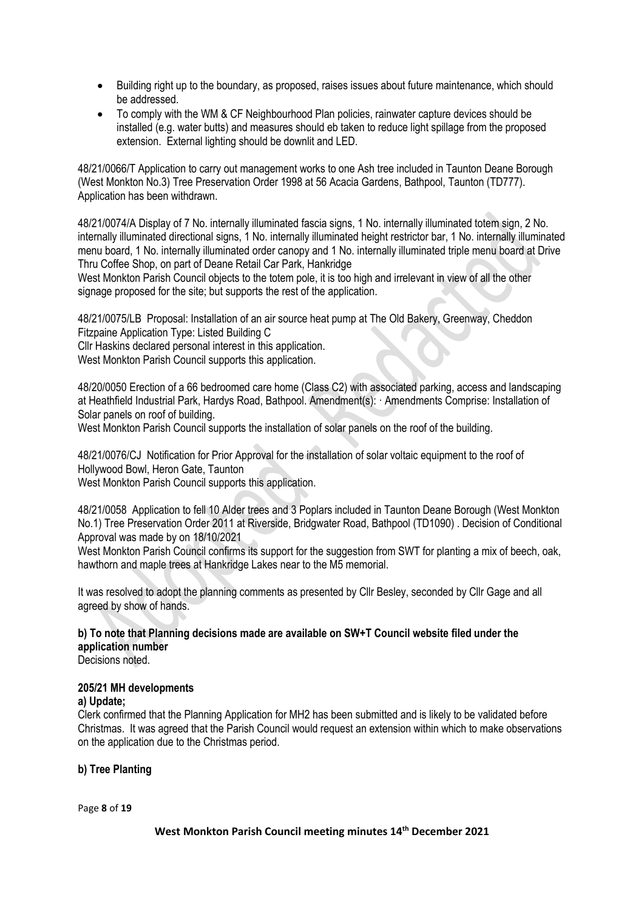- Building right up to the boundary, as proposed, raises issues about future maintenance, which should be addressed.
- To comply with the WM & CF Neighbourhood Plan policies, rainwater capture devices should be installed (e.g. water butts) and measures should eb taken to reduce light spillage from the proposed extension. External lighting should be downlit and LED.

48/21/0066/T Application to carry out management works to one Ash tree included in Taunton Deane Borough (West Monkton No.3) Tree Preservation Order 1998 at 56 Acacia Gardens, Bathpool, Taunton (TD777). Application has been withdrawn.

48/21/0074/A Display of 7 No. internally illuminated fascia signs, 1 No. internally illuminated totem sign, 2 No. internally illuminated directional signs, 1 No. internally illuminated height restrictor bar, 1 No. internally illuminated menu board, 1 No. internally illuminated order canopy and 1 No. internally illuminated triple menu board at Drive Thru Coffee Shop, on part of Deane Retail Car Park, Hankridge
West Monkton Parish Council objects to the totem pole, it is too high and irrelevant in view of all the other signage proposed for the site; but supports the rest of the application.

48/21/0075/LB Proposal: Installation of an air source heat pump at The Old Bakery, Greenway, Cheddon Fitzpaine Application Type: Listed Building C
Cllr Haskins declared personal interest in this application.
West Monkton Parish Council supports this application.

48/20/0050 Erection of a 66 bedroomed care home (Class C2) with associated parking, access and landscaping at Heathfield Industrial Park, Hardys Road, Bathpool. Amendment(s): · Amendments Comprise: Installation of Solar panels on roof of building.
West Monkton Parish Council supports the installation of solar panels on the roof of the building.

48/21/0076/CJ Notification for Prior Approval for the installation of solar voltaic equipment to the roof of Hollywood Bowl, Heron Gate, Taunton
West Monkton Parish Council supports this application.

48/21/0058 Application to fell 10 Alder trees and 3 Poplars included in Taunton Deane Borough (West Monkton No.1) Tree Preservation Order 2011 at Riverside, Bridgwater Road, Bathpool (TD1090) . Decision of Conditional Approval was made by on 18/10/2021
West Monkton Parish Council confirms its support for the suggestion from SWT for planting a mix of beech, oak, hawthorn and maple trees at Hankridge Lakes near to the M5 memorial.

It was resolved to adopt the planning comments as presented by Cllr Besley, seconded by Cllr Gage and all agreed by show of hands.

**b) To note that Planning decisions made are available on SW+T Council website filed under the application number**
Decisions noted.

**205/21 MH developments**

**a) Update;**
Clerk confirmed that the Planning Application for MH2 has been submitted and is likely to be validated before Christmas. It was agreed that the Parish Council would request an extension within which to make observations on the application due to the Christmas period.

**b) Tree Planting**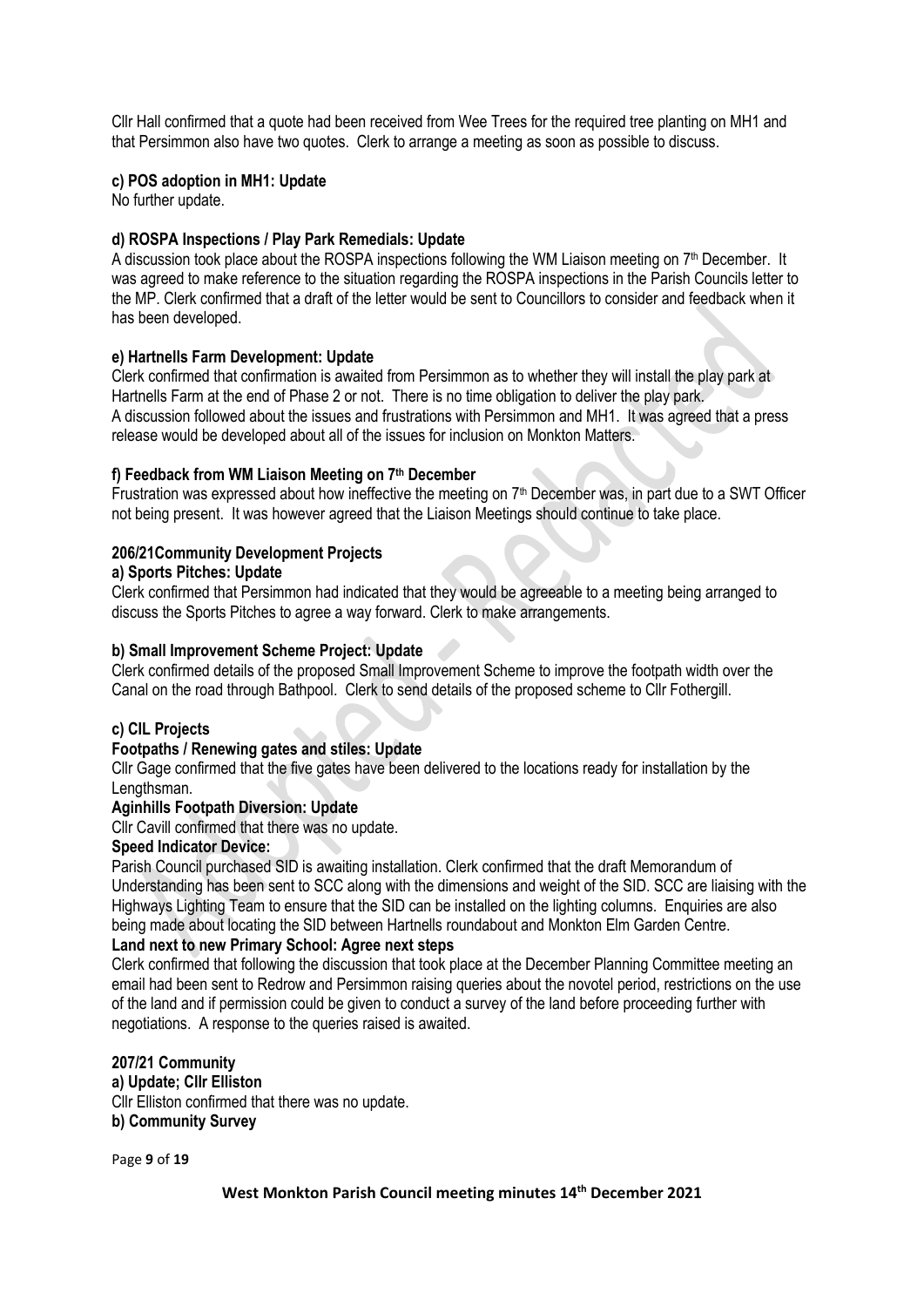Cllr Hall confirmed that a quote had been received from Wee Trees for the required tree planting on MH1 and that Persimmon also have two quotes. Clerk to arrange a meeting as soon as possible to discuss.

**c) POS adoption in MH1: Update**

No further update.

**d) ROSPA Inspections / Play Park Remedials: Update**

A discussion took place about the ROSPA inspections following the WM Liaison meeting on 7th December. It was agreed to make reference to the situation regarding the ROSPA inspections in the Parish Councils letter to the MP. Clerk confirmed that a draft of the letter would be sent to Councillors to consider and feedback when it has been developed.

**e) Hartnells Farm Development: Update**

Clerk confirmed that confirmation is awaited from Persimmon as to whether they will install the play park at Hartnells Farm at the end of Phase 2 or not. There is no time obligation to deliver the play park.
A discussion followed about the issues and frustrations with Persimmon and MH1. It was agreed that a press release would be developed about all of the issues for inclusion on Monkton Matters.

**f) Feedback from WM Liaison Meeting on 7th December**

Frustration was expressed about how ineffective the meeting on 7th December was, in part due to a SWT Officer not being present. It was however agreed that the Liaison Meetings should continue to take place.

**206/21Community Development Projects**

**a) Sports Pitches: Update**

Clerk confirmed that Persimmon had indicated that they would be agreeable to a meeting being arranged to discuss the Sports Pitches to agree a way forward. Clerk to make arrangements.

**b) Small Improvement Scheme Project: Update**

Clerk confirmed details of the proposed Small Improvement Scheme to improve the footpath width over the Canal on the road through Bathpool. Clerk to send details of the proposed scheme to Cllr Fothergill.

**c) CIL Projects**

**Footpaths / Renewing gates and stiles: Update**

Cllr Gage confirmed that the five gates have been delivered to the locations ready for installation by the Lengthsman.

**Aginhills Footpath Diversion: Update**

Cllr Cavill confirmed that there was no update.

**Speed Indicator Device:**

Parish Council purchased SID is awaiting installation. Clerk confirmed that the draft Memorandum of Understanding has been sent to SCC along with the dimensions and weight of the SID. SCC are liaising with the Highways Lighting Team to ensure that the SID can be installed on the lighting columns. Enquiries are also being made about locating the SID between Hartnells roundabout and Monkton Elm Garden Centre.

**Land next to new Primary School: Agree next steps**

Clerk confirmed that following the discussion that took place at the December Planning Committee meeting an email had been sent to Redrow and Persimmon raising queries about the novotel period, restrictions on the use of the land and if permission could be given to conduct a survey of the land before proceeding further with negotiations. A response to the queries raised is awaited.

**207/21 Community**

**a) Update; Cllr Elliston**

Cllr Elliston confirmed that there was no update.

**b) Community Survey**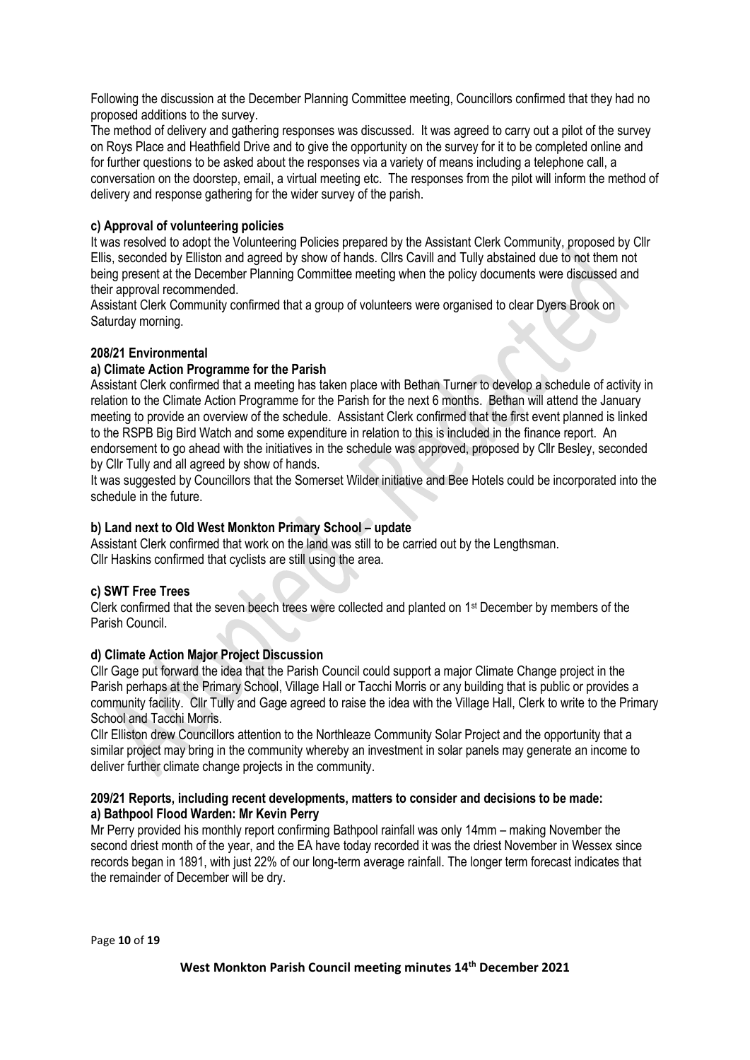Following the discussion at the December Planning Committee meeting, Councillors confirmed that they had no proposed additions to the survey.

The method of delivery and gathering responses was discussed. It was agreed to carry out a pilot of the survey on Roys Place and Heathfield Drive and to give the opportunity on the survey for it to be completed online and for further questions to be asked about the responses via a variety of means including a telephone call, a conversation on the doorstep, email, a virtual meeting etc. The responses from the pilot will inform the method of delivery and response gathering for the wider survey of the parish.

**c) Approval of volunteering policies**

It was resolved to adopt the Volunteering Policies prepared by the Assistant Clerk Community, proposed by Cllr Ellis, seconded by Elliston and agreed by show of hands. Cllrs Cavill and Tully abstained due to not them not being present at the December Planning Committee meeting when the policy documents were discussed and their approval recommended.

Assistant Clerk Community confirmed that a group of volunteers were organised to clear Dyers Brook on Saturday morning.

**208/21 Environmental**

**a) Climate Action Programme for the Parish**

Assistant Clerk confirmed that a meeting has taken place with Bethan Turner to develop a schedule of activity in relation to the Climate Action Programme for the Parish for the next 6 months. Bethan will attend the January meeting to provide an overview of the schedule. Assistant Clerk confirmed that the first event planned is linked to the RSPB Big Bird Watch and some expenditure in relation to this is included in the finance report. An endorsement to go ahead with the initiatives in the schedule was approved, proposed by Cllr Besley, seconded by Cllr Tully and all agreed by show of hands.

It was suggested by Councillors that the Somerset Wilder initiative and Bee Hotels could be incorporated into the schedule in the future.

**b) Land next to Old West Monkton Primary School – update**

Assistant Clerk confirmed that work on the land was still to be carried out by the Lengthsman.
Cllr Haskins confirmed that cyclists are still using the area.

**c) SWT Free Trees**

Clerk confirmed that the seven beech trees were collected and planted on 1st December by members of the Parish Council.

**d) Climate Action Major Project Discussion**

Cllr Gage put forward the idea that the Parish Council could support a major Climate Change project in the Parish perhaps at the Primary School, Village Hall or Tacchi Morris or any building that is public or provides a community facility. Cllr Tully and Gage agreed to raise the idea with the Village Hall, Clerk to write to the Primary School and Tacchi Morris.

Cllr Elliston drew Councillors attention to the Northleaze Community Solar Project and the opportunity that a similar project may bring in the community whereby an investment in solar panels may generate an income to deliver further climate change projects in the community.

**209/21 Reports, including recent developments, matters to consider and decisions to be made:**

**a) Bathpool Flood Warden: Mr Kevin Perry**

Mr Perry provided his monthly report confirming Bathpool rainfall was only 14mm – making November the second driest month of the year, and the EA have today recorded it was the driest November in Wessex since records began in 1891, with just 22% of our long-term average rainfall. The longer term forecast indicates that the remainder of December will be dry.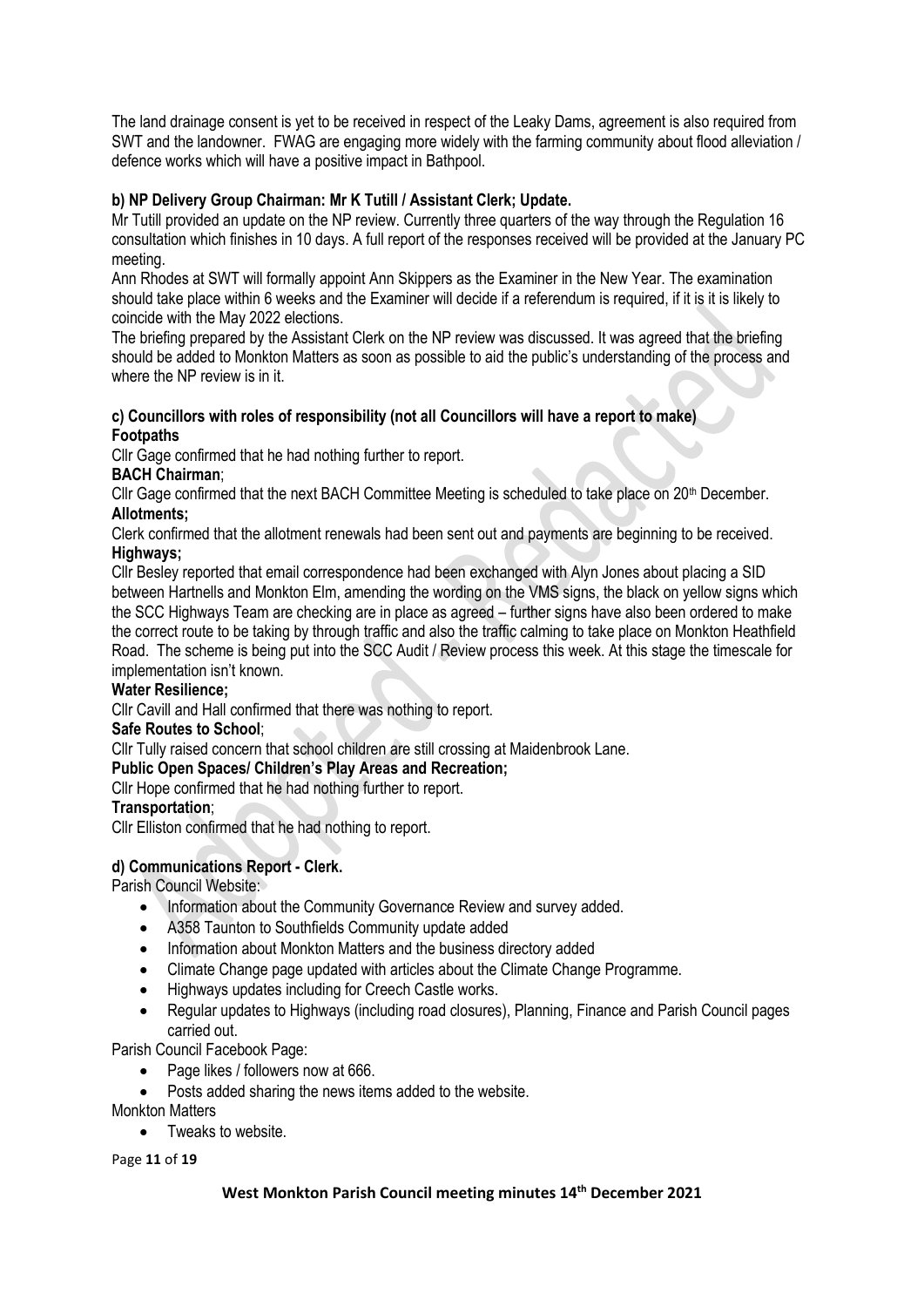The land drainage consent is yet to be received in respect of the Leaky Dams, agreement is also required from SWT and the landowner. FWAG are engaging more widely with the farming community about flood alleviation / defence works which will have a positive impact in Bathpool.

**b) NP Delivery Group Chairman: Mr K Tutill / Assistant Clerk; Update.**

Mr Tutill provided an update on the NP review. Currently three quarters of the way through the Regulation 16 consultation which finishes in 10 days. A full report of the responses received will be provided at the January PC meeting.

Ann Rhodes at SWT will formally appoint Ann Skippers as the Examiner in the New Year. The examination should take place within 6 weeks and the Examiner will decide if a referendum is required, if it is it is likely to coincide with the May 2022 elections.

The briefing prepared by the Assistant Clerk on the NP review was discussed. It was agreed that the briefing should be added to Monkton Matters as soon as possible to aid the public's understanding of the process and where the NP review is in it.

**c) Councillors with roles of responsibility (not all Councillors will have a report to make)**

**Footpaths**

Cllr Gage confirmed that he had nothing further to report.

**BACH Chairman**;

Cllr Gage confirmed that the next BACH Committee Meeting is scheduled to take place on 20th December.

**Allotments;**

Clerk confirmed that the allotment renewals had been sent out and payments are beginning to be received.

**Highways;**

Cllr Besley reported that email correspondence had been exchanged with Alyn Jones about placing a SID between Hartnells and Monkton Elm, amending the wording on the VMS signs, the black on yellow signs which the SCC Highways Team are checking are in place as agreed – further signs have also been ordered to make the correct route to be taking by through traffic and also the traffic calming to take place on Monkton Heathfield Road. The scheme is being put into the SCC Audit / Review process this week. At this stage the timescale for implementation isn't known.

**Water Resilience;**

Cllr Cavill and Hall confirmed that there was nothing to report.

**Safe Routes to School**;

Cllr Tully raised concern that school children are still crossing at Maidenbrook Lane.

**Public Open Spaces/ Children's Play Areas and Recreation;**

Cllr Hope confirmed that he had nothing further to report.

**Transportation**;

Cllr Elliston confirmed that he had nothing to report.

**d) Communications Report - Clerk.**

Parish Council Website:

- Information about the Community Governance Review and survey added.
- A358 Taunton to Southfields Community update added
- Information about Monkton Matters and the business directory added
- Climate Change page updated with articles about the Climate Change Programme.
- Highways updates including for Creech Castle works.
- Regular updates to Highways (including road closures), Planning, Finance and Parish Council pages carried out.

Parish Council Facebook Page:

- Page likes / followers now at 666.
- Posts added sharing the news items added to the website.

Monkton Matters

- Tweaks to website.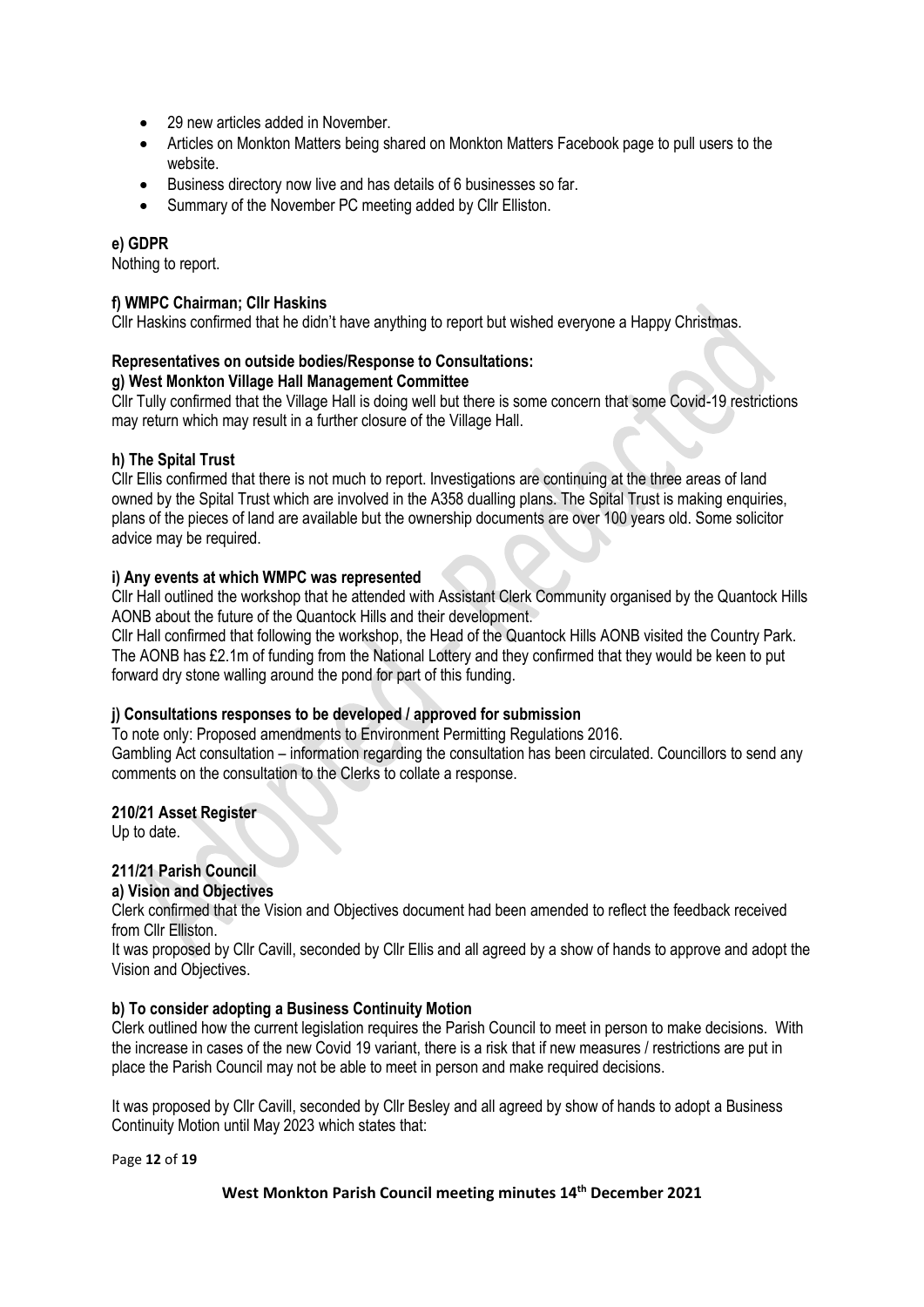- 29 new articles added in November.
- Articles on Monkton Matters being shared on Monkton Matters Facebook page to pull users to the website.
- Business directory now live and has details of 6 businesses so far.
- Summary of the November PC meeting added by Cllr Elliston.

**e) GDPR**

Nothing to report.

**f) WMPC Chairman; Cllr Haskins**

Cllr Haskins confirmed that he didn't have anything to report but wished everyone a Happy Christmas.

**Representatives on outside bodies/Response to Consultations:**

**g) West Monkton Village Hall Management Committee**

Cllr Tully confirmed that the Village Hall is doing well but there is some concern that some Covid-19 restrictions may return which may result in a further closure of the Village Hall.

**h) The Spital Trust**

Cllr Ellis confirmed that there is not much to report. Investigations are continuing at the three areas of land owned by the Spital Trust which are involved in the A358 dualling plans. The Spital Trust is making enquiries, plans of the pieces of land are available but the ownership documents are over 100 years old. Some solicitor advice may be required.

**i) Any events at which WMPC was represented**

Cllr Hall outlined the workshop that he attended with Assistant Clerk Community organised by the Quantock Hills AONB about the future of the Quantock Hills and their development.

Cllr Hall confirmed that following the workshop, the Head of the Quantock Hills AONB visited the Country Park. The AONB has £2.1m of funding from the National Lottery and they confirmed that they would be keen to put forward dry stone walling around the pond for part of this funding.

**j) Consultations responses to be developed / approved for submission**

To note only: Proposed amendments to Environment Permitting Regulations 2016.

Gambling Act consultation – information regarding the consultation has been circulated. Councillors to send any comments on the consultation to the Clerks to collate a response.

**210/21 Asset Register**

Up to date.

**211/21 Parish Council**

**a) Vision and Objectives**

Clerk confirmed that the Vision and Objectives document had been amended to reflect the feedback received from Cllr Elliston.

It was proposed by Cllr Cavill, seconded by Cllr Ellis and all agreed by a show of hands to approve and adopt the Vision and Objectives.

**b) To consider adopting a Business Continuity Motion**

Clerk outlined how the current legislation requires the Parish Council to meet in person to make decisions. With the increase in cases of the new Covid 19 variant, there is a risk that if new measures / restrictions are put in place the Parish Council may not be able to meet in person and make required decisions.

It was proposed by Cllr Cavill, seconded by Cllr Besley and all agreed by show of hands to adopt a Business Continuity Motion until May 2023 which states that: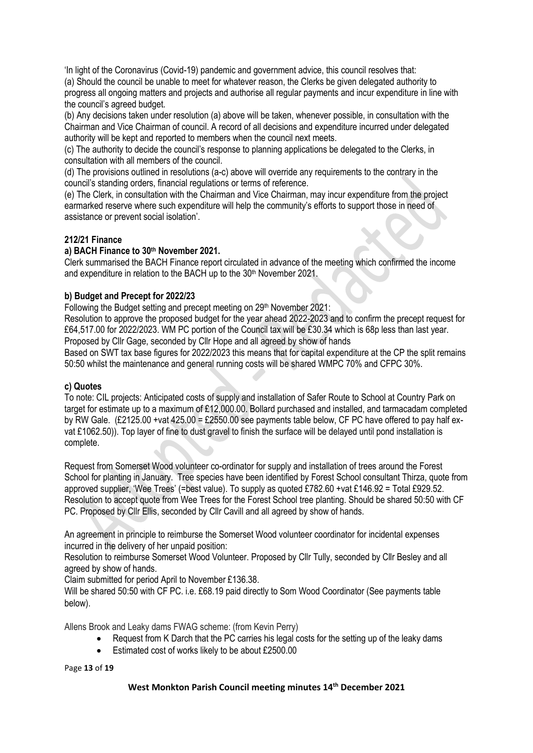'In light of the Coronavirus (Covid-19) pandemic and government advice, this council resolves that:
(a) Should the council be unable to meet for whatever reason, the Clerks be given delegated authority to progress all ongoing matters and projects and authorise all regular payments and incur expenditure in line with the council's agreed budget.
(b) Any decisions taken under resolution (a) above will be taken, whenever possible, in consultation with the Chairman and Vice Chairman of council. A record of all decisions and expenditure incurred under delegated authority will be kept and reported to members when the council next meets.
(c) The authority to decide the council's response to planning applications be delegated to the Clerks, in consultation with all members of the council.
(d) The provisions outlined in resolutions (a-c) above will override any requirements to the contrary in the council's standing orders, financial regulations or terms of reference.
(e) The Clerk, in consultation with the Chairman and Vice Chairman, may incur expenditure from the project earmarked reserve where such expenditure will help the community's efforts to support those in need of assistance or prevent social isolation'.

## 212/21 Finance

### a) BACH Finance to 30th November 2021.

Clerk summarised the BACH Finance report circulated in advance of the meeting which confirmed the income and expenditure in relation to the BACH up to the 30th November 2021.

### b) Budget and Precept for 2022/23

Following the Budget setting and precept meeting on 29th November 2021:
Resolution to approve the proposed budget for the year ahead 2022-2023 and to confirm the precept request for £64,517.00 for 2022/2023. WM PC portion of the Council tax will be £30.34 which is 68p less than last year. Proposed by Cllr Gage, seconded by Cllr Hope and all agreed by show of hands
Based on SWT tax base figures for 2022/2023 this means that for capital expenditure at the CP the split remains 50:50 whilst the maintenance and general running costs will be shared WMPC 70% and CFPC 30%.

### c) Quotes

To note: CIL projects: Anticipated costs of supply and installation of Safer Route to School at Country Park on target for estimate up to a maximum of £12,000.00. Bollard purchased and installed, and tarmacadam completed by RW Gale. (£2125.00 +vat 425.00 = £2550.00 see payments table below, CF PC have offered to pay half ex-vat £1062.50)). Top layer of fine to dust gravel to finish the surface will be delayed until pond installation is complete.

Request from Somerset Wood volunteer co-ordinator for supply and installation of trees around the Forest School for planting in January. Tree species have been identified by Forest School consultant Thirza, quote from approved supplier, 'Wee Trees' (=best value). To supply as quoted £782.60 +vat £146.92 = Total £929.52. Resolution to accept quote from Wee Trees for the Forest School tree planting. Should be shared 50:50 with CF PC. Proposed by Cllr Ellis, seconded by Cllr Cavill and all agreed by show of hands.

An agreement in principle to reimburse the Somerset Wood volunteer coordinator for incidental expenses incurred in the delivery of her unpaid position:
Resolution to reimburse Somerset Wood Volunteer. Proposed by Cllr Tully, seconded by Cllr Besley and all agreed by show of hands.
Claim submitted for period April to November £136.38.
Will be shared 50:50 with CF PC. i.e. £68.19 paid directly to Som Wood Coordinator (See payments table below).

Allens Brook and Leaky dams FWAG scheme: (from Kevin Perry)

- Request from K Darch that the PC carries his legal costs for the setting up of the leaky dams
- Estimated cost of works likely to be about £2500.00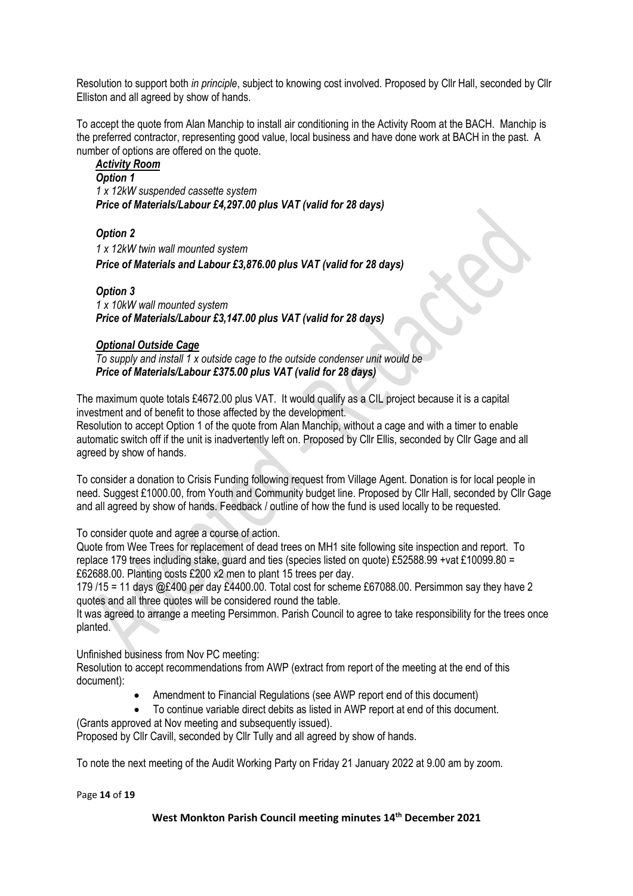Resolution to support both *in principle*, subject to knowing cost involved. Proposed by Cllr Hall, seconded by Cllr Elliston and all agreed by show of hands.

To accept the quote from Alan Manchip to install air conditioning in the Activity Room at the BACH. Manchip is the preferred contractor, representing good value, local business and have done work at BACH in the past. A number of options are offered on the quote.

***Activity Room***

***Option 1***
*1 x 12kW suspended cassette system*
***Price of Materials/Labour £4,297.00 plus VAT (valid for 28 days)***

***Option 2***
*1 x 12kW twin wall mounted system*
***Price of Materials and Labour £3,876.00 plus VAT (valid for 28 days)***

***Option 3***
*1 x 10kW wall mounted system*
***Price of Materials/Labour £3,147.00 plus VAT (valid for 28 days)***

***Optional Outside Cage***
*To supply and install 1 x outside cage to the outside condenser unit would be*
***Price of Materials/Labour £375.00 plus VAT (valid for 28 days)***

The maximum quote totals £4672.00 plus VAT. It would qualify as a CIL project because it is a capital investment and of benefit to those affected by the development.
Resolution to accept Option 1 of the quote from Alan Manchip, without a cage and with a timer to enable automatic switch off if the unit is inadvertently left on. Proposed by Cllr Ellis, seconded by Cllr Gage and all agreed by show of hands.

To consider a donation to Crisis Funding following request from Village Agent. Donation is for local people in need. Suggest £1000.00, from Youth and Community budget line. Proposed by Cllr Hall, seconded by Cllr Gage and all agreed by show of hands. Feedback / outline of how the fund is used locally to be requested.

To consider quote and agree a course of action.
Quote from Wee Trees for replacement of dead trees on MH1 site following site inspection and report. To replace 179 trees including stake, guard and ties (species listed on quote) £52588.99 +vat £10099.80 = £62688.00. Planting costs £200 x2 men to plant 15 trees per day.
179 /15 = 11 days @£400 per day £4400.00. Total cost for scheme £67088.00. Persimmon say they have 2 quotes and all three quotes will be considered round the table.
It was agreed to arrange a meeting Persimmon. Parish Council to agree to take responsibility for the trees once planted.

Unfinished business from Nov PC meeting:
Resolution to accept recommendations from AWP (extract from report of the meeting at the end of this document):

- Amendment to Financial Regulations (see AWP report end of this document)
- To continue variable direct debits as listed in AWP report at end of this document.

(Grants approved at Nov meeting and subsequently issued).
Proposed by Cllr Cavill, seconded by Cllr Tully and all agreed by show of hands.

To note the next meeting of the Audit Working Party on Friday 21 January 2022 at 9.00 am by zoom.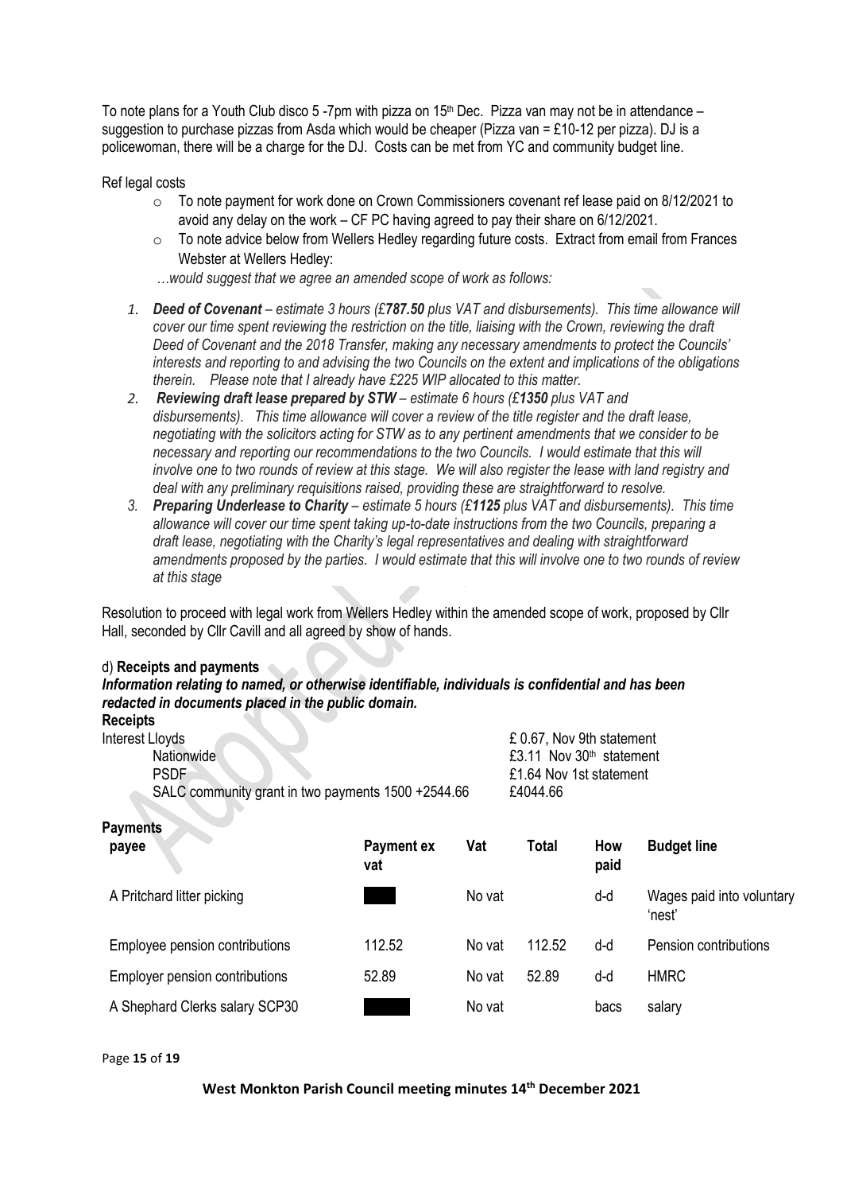To note plans for a Youth Club disco 5 -7pm with pizza on 15th Dec. Pizza van may not be in attendance – suggestion to purchase pizzas from Asda which would be cheaper (Pizza van = £10-12 per pizza). DJ is a policewoman, there will be a charge for the DJ. Costs can be met from YC and community budget line.

Ref legal costs

- To note payment for work done on Crown Commissioners covenant ref lease paid on 8/12/2021 to avoid any delay on the work – CF PC having agreed to pay their share on 6/12/2021.
- To note advice below from Wellers Hedley regarding future costs. Extract from email from Frances Webster at Wellers Hedley:

*…would suggest that we agree an amended scope of work as follows:*

1. ***Deed of Covenant** – estimate 3 hours (£**787.50** plus VAT and disbursements). This time allowance will cover our time spent reviewing the restriction on the title, liaising with the Crown, reviewing the draft Deed of Covenant and the 2018 Transfer, making any necessary amendments to protect the Councils' interests and reporting to and advising the two Councils on the extent and implications of the obligations therein. Please note that I already have £225 WIP allocated to this matter.*
2. ***Reviewing draft lease prepared by STW** – estimate 6 hours (£**1350** plus VAT and disbursements). This time allowance will cover a review of the title register and the draft lease, negotiating with the solicitors acting for STW as to any pertinent amendments that we consider to be necessary and reporting our recommendations to the two Councils. I would estimate that this will involve one to two rounds of review at this stage. We will also register the lease with land registry and deal with any preliminary requisitions raised, providing these are straightforward to resolve.*
3. ***Preparing Underlease to Charity** – estimate 5 hours (£**1125** plus VAT and disbursements). This time allowance will cover our time spent taking up-to-date instructions from the two Councils, preparing a draft lease, negotiating with the Charity's legal representatives and dealing with straightforward amendments proposed by the parties. I would estimate that this will involve one to two rounds of review at this stage*

Resolution to proceed with legal work from Wellers Hedley within the amended scope of work, proposed by Cllr Hall, seconded by Cllr Cavill and all agreed by show of hands.

d) **Receipts and payments**

***Information relating to named, or otherwise identifiable, individuals is confidential and has been redacted in documents placed in the public domain.***

**Receipts**

| | |
|---|---|
| Interest Lloyds | £ 0.67, Nov 9th statement |
| Nationwide | £3.11 Nov 30th statement |
| PSDF | £1.64 Nov 1st statement |
| SALC community grant in two payments 1500 +2544.66 | £4044.66 |

**Payments**

| payee | Payment ex vat | Vat | Total | How paid | Budget line |
|---|---|---|---|---|---|
| A Pritchard litter picking | | No vat | | d-d | Wages paid into voluntary 'nest' |
| Employee pension contributions | 112.52 | No vat | 112.52 | d-d | Pension contributions |
| Employer pension contributions | 52.89 | No vat | 52.89 | d-d | HMRC |
| A Shephard Clerks salary SCP30 | | No vat | | bacs | salary |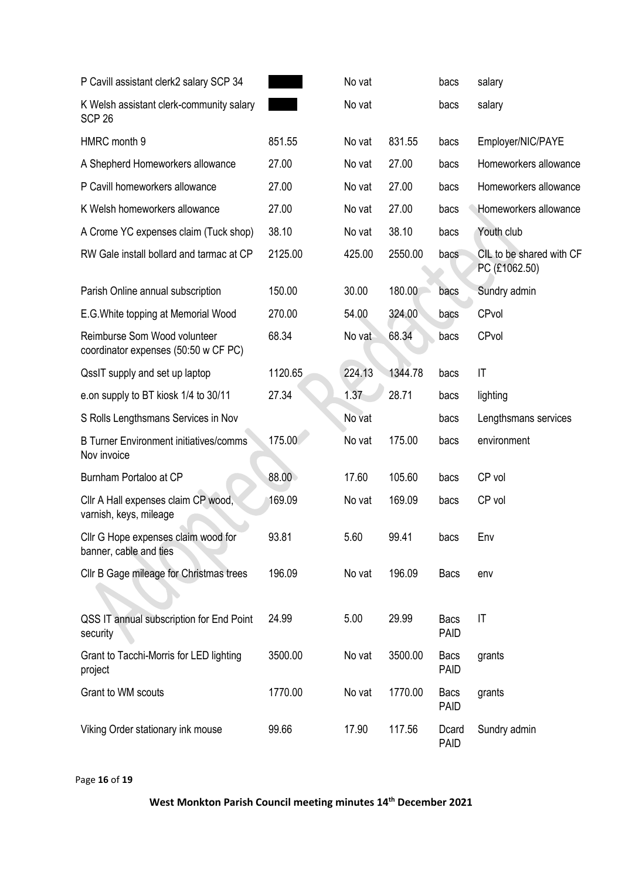| | | | | | |
|---|---|---|---|---|---|
| P Cavill assistant clerk2 salary SCP 34 | | No vat | | bacs | salary |
| K Welsh assistant clerk-community salary SCP 26 | | No vat | | bacs | salary |
| HMRC month 9 | 851.55 | No vat | 831.55 | bacs | Employer/NIC/PAYE |
| A Shepherd Homeworkers allowance | 27.00 | No vat | 27.00 | bacs | Homeworkers allowance |
| P Cavill homeworkers allowance | 27.00 | No vat | 27.00 | bacs | Homeworkers allowance |
| K Welsh homeworkers allowance | 27.00 | No vat | 27.00 | bacs | Homeworkers allowance |
| A Crome YC expenses claim (Tuck shop) | 38.10 | No vat | 38.10 | bacs | Youth club |
| RW Gale install bollard and tarmac at CP | 2125.00 | 425.00 | 2550.00 | bacs | CIL to be shared with CF PC (£1062.50) |
| Parish Online annual subscription | 150.00 | 30.00 | 180.00 | bacs | Sundry admin |
| E.G.White topping at Memorial Wood | 270.00 | 54.00 | 324.00 | bacs | CPvol |
| Reimburse Som Wood volunteer coordinator expenses (50:50 w CF PC) | 68.34 | No vat | 68.34 | bacs | CPvol |
| QssIT supply and set up laptop | 1120.65 | 224.13 | 1344.78 | bacs | IT |
| e.on supply to BT kiosk 1/4 to 30/11 | 27.34 | 1.37 | 28.71 | bacs | lighting |
| S Rolls Lengthsmans Services in Nov | | No vat | | bacs | Lengthsmans services |
| B Turner Environment initiatives/comms Nov invoice | 175.00 | No vat | 175.00 | bacs | environment |
| Burnham Portaloo at CP | 88.00 | 17.60 | 105.60 | bacs | CP vol |
| Cllr A Hall expenses claim CP wood, varnish, keys, mileage | 169.09 | No vat | 169.09 | bacs | CP vol |
| Cllr G Hope expenses claim wood for banner, cable and ties | 93.81 | 5.60 | 99.41 | bacs | Env |
| Cllr B Gage mileage for Christmas trees | 196.09 | No vat | 196.09 | Bacs | env |
| QSS IT annual subscription for End Point security | 24.99 | 5.00 | 29.99 | Bacs PAID | IT |
| Grant to Tacchi-Morris for LED lighting project | 3500.00 | No vat | 3500.00 | Bacs PAID | grants |
| Grant to WM scouts | 1770.00 | No vat | 1770.00 | Bacs PAID | grants |
| Viking Order stationary ink mouse | 99.66 | 17.90 | 117.56 | Dcard PAID | Sundry admin |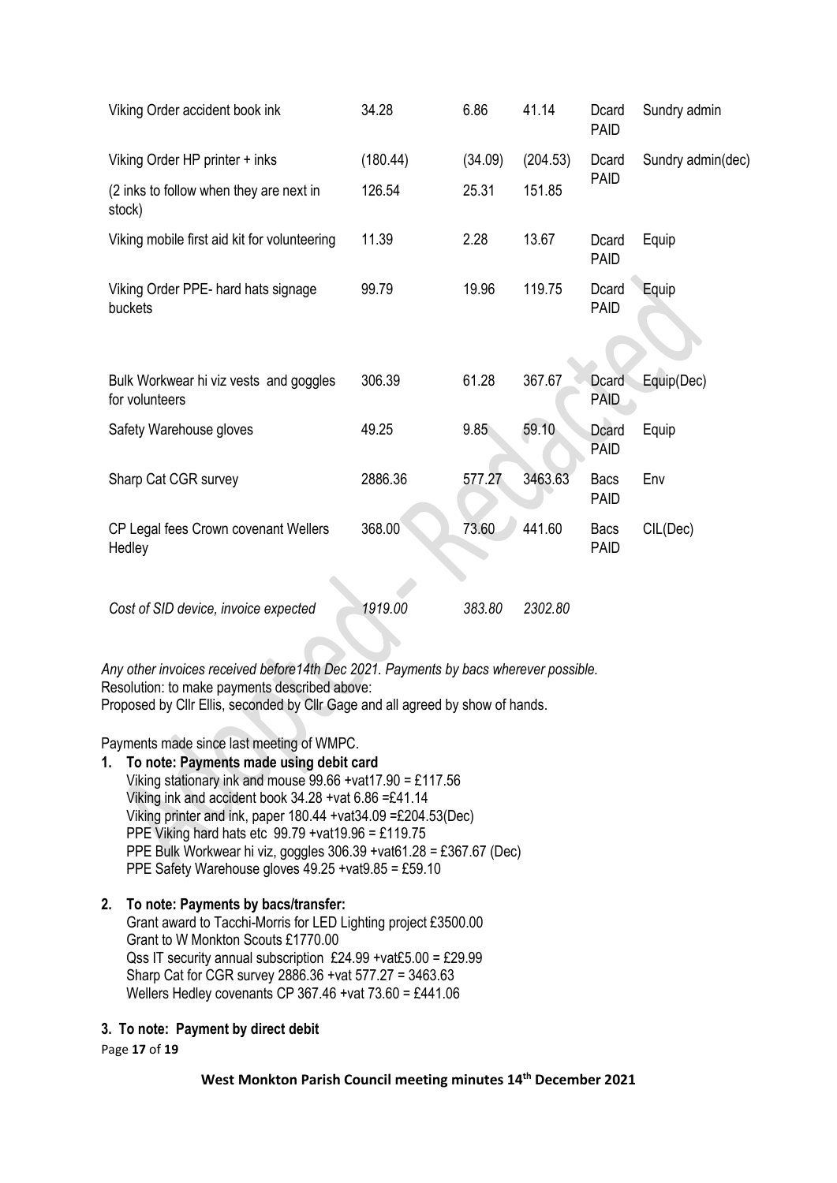| | | | | | |
|---|---|---|---|---|---|
| Viking Order accident book ink | 34.28 | 6.86 | 41.14 | Dcard PAID | Sundry admin |
| Viking Order HP printer + inks | (180.44) | (34.09) | (204.53) | Dcard PAID | Sundry admin(dec) |
| (2 inks to follow when they are next in stock) | 126.54 | 25.31 | 151.85 | | |
| Viking mobile first aid kit for volunteering | 11.39 | 2.28 | 13.67 | Dcard PAID | Equip |
| Viking Order PPE- hard hats signage buckets | 99.79 | 19.96 | 119.75 | Dcard PAID | Equip |
| Bulk Workwear hi viz vests and goggles for volunteers | 306.39 | 61.28 | 367.67 | Dcard PAID | Equip(Dec) |
| Safety Warehouse gloves | 49.25 | 9.85 | 59.10 | Dcard PAID | Equip |
| Sharp Cat CGR survey | 2886.36 | 577.27 | 3463.63 | Bacs PAID | Env |
| CP Legal fees Crown covenant Wellers Hedley | 368.00 | 73.60 | 441.60 | Bacs PAID | CIL(Dec) |
| *Cost of SID device, invoice expected* | *1919.00* | *383.80* | *2302.80* | | |

*Any other invoices received before14th Dec 2021. Payments by bacs wherever possible.*
Resolution: to make payments described above:
Proposed by Cllr Ellis, seconded by Cllr Gage and all agreed by show of hands.

Payments made since last meeting of WMPC.

1. **To note: Payments made using debit card**
   Viking stationary ink and mouse 99.66 +vat17.90 = £117.56
   Viking ink and accident book 34.28 +vat 6.86 =£41.14
   Viking printer and ink, paper 180.44 +vat34.09 =£204.53(Dec)
   PPE Viking hard hats etc 99.79 +vat19.96 = £119.75
   PPE Bulk Workwear hi viz, goggles 306.39 +vat61.28 = £367.67 (Dec)
   PPE Safety Warehouse gloves 49.25 +vat9.85 = £59.10

2. **To note: Payments by bacs/transfer:**
   Grant award to Tacchi-Morris for LED Lighting project £3500.00
   Grant to W Monkton Scouts £1770.00
   Qss IT security annual subscription £24.99 +vat£5.00 = £29.99
   Sharp Cat for CGR survey 2886.36 +vat 577.27 = 3463.63
   Wellers Hedley covenants CP 367.46 +vat 73.60 = £441.06

3. **To note: Payment by direct debit**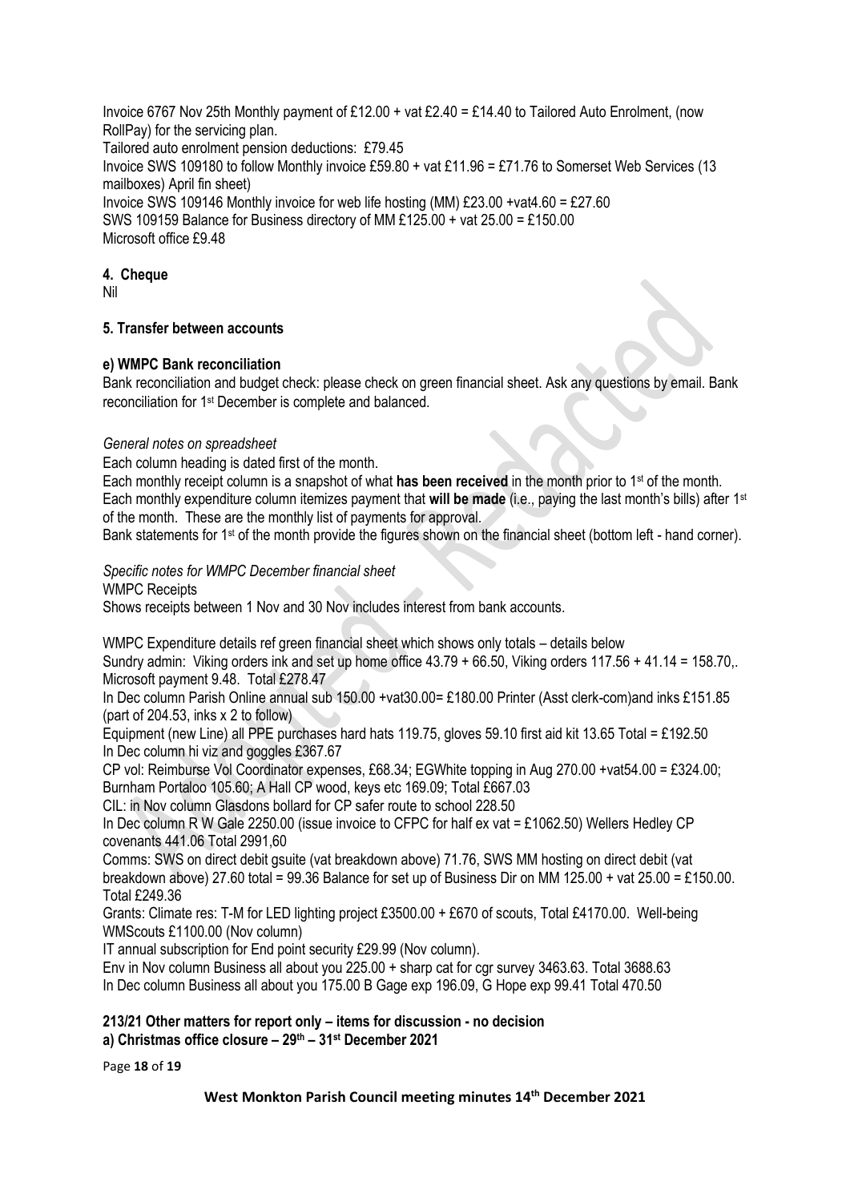Invoice 6767 Nov 25th Monthly payment of £12.00 + vat £2.40 = £14.40 to Tailored Auto Enrolment, (now RollPay) for the servicing plan.

Tailored auto enrolment pension deductions: £79.45

Invoice SWS 109180 to follow Monthly invoice £59.80 + vat £11.96 = £71.76 to Somerset Web Services (13 mailboxes) April fin sheet)

Invoice SWS 109146 Monthly invoice for web life hosting (MM) £23.00 +vat4.60 = £27.60

SWS 109159 Balance for Business directory of MM £125.00 + vat 25.00 = £150.00

Microsoft office £9.48

**4. Cheque**

Nil

**5. Transfer between accounts**

**e) WMPC Bank reconciliation**

Bank reconciliation and budget check: please check on green financial sheet. Ask any questions by email. Bank reconciliation for 1st December is complete and balanced.

*General notes on spreadsheet*

Each column heading is dated first of the month.

Each monthly receipt column is a snapshot of what **has been received** in the month prior to 1st of the month.

Each monthly expenditure column itemizes payment that **will be made** (i.e., paying the last month's bills) after 1st of the month. These are the monthly list of payments for approval.

Bank statements for 1st of the month provide the figures shown on the financial sheet (bottom left - hand corner).

*Specific notes for WMPC December financial sheet*

WMPC Receipts

Shows receipts between 1 Nov and 30 Nov includes interest from bank accounts.

WMPC Expenditure details ref green financial sheet which shows only totals – details below

Sundry admin: Viking orders ink and set up home office 43.79 + 66.50, Viking orders 117.56 + 41.14 = 158.70,. Microsoft payment 9.48. Total £278.47

In Dec column Parish Online annual sub 150.00 +vat30.00= £180.00 Printer (Asst clerk-com)and inks £151.85 (part of 204.53, inks x 2 to follow)

Equipment (new Line) all PPE purchases hard hats 119.75, gloves 59.10 first aid kit 13.65 Total = £192.50

In Dec column hi viz and goggles £367.67

CP vol: Reimburse Vol Coordinator expenses, £68.34; EGWhite topping in Aug 270.00 +vat54.00 = £324.00; Burnham Portaloo 105.60; A Hall CP wood, keys etc 169.09; Total £667.03

CIL: in Nov column Glasdons bollard for CP safer route to school 228.50

In Dec column R W Gale 2250.00 (issue invoice to CFPC for half ex vat = £1062.50) Wellers Hedley CP covenants 441.06 Total 2991,60

Comms: SWS on direct debit gsuite (vat breakdown above) 71.76, SWS MM hosting on direct debit (vat breakdown above) 27.60 total = 99.36 Balance for set up of Business Dir on MM 125.00 + vat 25.00 = £150.00. Total £249.36

Grants: Climate res: T-M for LED lighting project £3500.00 + £670 of scouts, Total £4170.00. Well-being WMScouts £1100.00 (Nov column)

IT annual subscription for End point security £29.99 (Nov column).

Env in Nov column Business all about you 225.00 + sharp cat for cgr survey 3463.63. Total 3688.63

In Dec column Business all about you 175.00 B Gage exp 196.09, G Hope exp 99.41 Total 470.50

**213/21 Other matters for report only – items for discussion - no decision**

**a) Christmas office closure – 29th – 31st December 2021**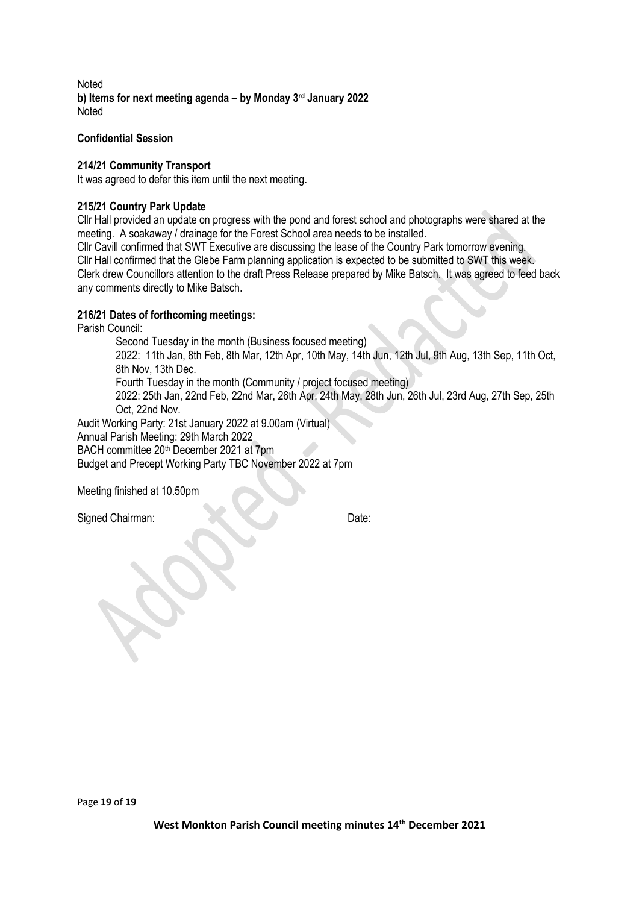Noted

**b) Items for next meeting agenda – by Monday 3rd January 2022**

Noted

**Confidential Session**

**214/21 Community Transport**

It was agreed to defer this item until the next meeting.

**215/21 Country Park Update**

Cllr Hall provided an update on progress with the pond and forest school and photographs were shared at the meeting. A soakaway / drainage for the Forest School area needs to be installed.

Cllr Cavill confirmed that SWT Executive are discussing the lease of the Country Park tomorrow evening.

Cllr Hall confirmed that the Glebe Farm planning application is expected to be submitted to SWT this week.

Clerk drew Councillors attention to the draft Press Release prepared by Mike Batsch. It was agreed to feed back any comments directly to Mike Batsch.

**216/21 Dates of forthcoming meetings:**

Parish Council:

Second Tuesday in the month (Business focused meeting)

2022: 11th Jan, 8th Feb, 8th Mar, 12th Apr, 10th May, 14th Jun, 12th Jul, 9th Aug, 13th Sep, 11th Oct, 8th Nov, 13th Dec.

Fourth Tuesday in the month (Community / project focused meeting)

2022: 25th Jan, 22nd Feb, 22nd Mar, 26th Apr, 24th May, 28th Jun, 26th Jul, 23rd Aug, 27th Sep, 25th Oct, 22nd Nov.

Audit Working Party: 21st January 2022 at 9.00am (Virtual)

Annual Parish Meeting: 29th March 2022

BACH committee 20th December 2021 at 7pm

Budget and Precept Working Party TBC November 2022 at 7pm

Meeting finished at 10.50pm

Signed Chairman: Date: